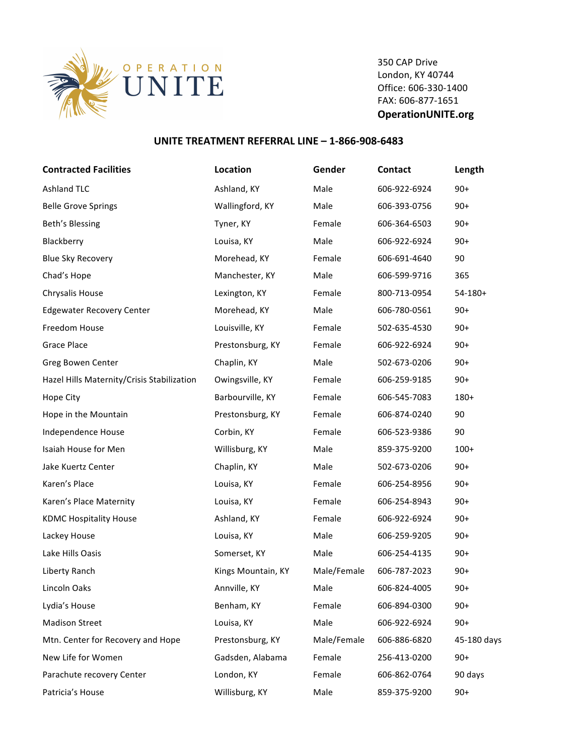OPERATION UNITE

350 CAP Drive
London, KY 40744
Office: 606-330-1400
FAX: 606-877-1651
**OperationUNITE.org**

## UNITE TREATMENT REFERRAL LINE – 1-866-908-6483

| Contracted Facilities | Location | Gender | Contact | Length |
|---|---|---|---|---|
| Ashland TLC | Ashland, KY | Male | 606-922-6924 | 90+ |
| Belle Grove Springs | Wallingford, KY | Male | 606-393-0756 | 90+ |
| Beth's Blessing | Tyner, KY | Female | 606-364-6503 | 90+ |
| Blackberry | Louisa, KY | Male | 606-922-6924 | 90+ |
| Blue Sky Recovery | Morehead, KY | Female | 606-691-4640 | 90 |
| Chad's Hope | Manchester, KY | Male | 606-599-9716 | 365 |
| Chrysalis House | Lexington, KY | Female | 800-713-0954 | 54-180+ |
| Edgewater Recovery Center | Morehead, KY | Male | 606-780-0561 | 90+ |
| Freedom House | Louisville, KY | Female | 502-635-4530 | 90+ |
| Grace Place | Prestonsburg, KY | Female | 606-922-6924 | 90+ |
| Greg Bowen Center | Chaplin, KY | Male | 502-673-0206 | 90+ |
| Hazel Hills Maternity/Crisis Stabilization | Owingsville, KY | Female | 606-259-9185 | 90+ |
| Hope City | Barbourville, KY | Female | 606-545-7083 | 180+ |
| Hope in the Mountain | Prestonsburg, KY | Female | 606-874-0240 | 90 |
| Independence House | Corbin, KY | Female | 606-523-9386 | 90 |
| Isaiah House for Men | Willisburg, KY | Male | 859-375-9200 | 100+ |
| Jake Kuertz Center | Chaplin, KY | Male | 502-673-0206 | 90+ |
| Karen's Place | Louisa, KY | Female | 606-254-8956 | 90+ |
| Karen's Place Maternity | Louisa, KY | Female | 606-254-8943 | 90+ |
| KDMC Hospitality House | Ashland, KY | Female | 606-922-6924 | 90+ |
| Lackey House | Louisa, KY | Male | 606-259-9205 | 90+ |
| Lake Hills Oasis | Somerset, KY | Male | 606-254-4135 | 90+ |
| Liberty Ranch | Kings Mountain, KY | Male/Female | 606-787-2023 | 90+ |
| Lincoln Oaks | Annville, KY | Male | 606-824-4005 | 90+ |
| Lydia's House | Benham, KY | Female | 606-894-0300 | 90+ |
| Madison Street | Louisa, KY | Male | 606-922-6924 | 90+ |
| Mtn. Center for Recovery and Hope | Prestonsburg, KY | Male/Female | 606-886-6820 | 45-180 days |
| New Life for Women | Gadsden, Alabama | Female | 256-413-0200 | 90+ |
| Parachute recovery Center | London, KY | Female | 606-862-0764 | 90 days |
| Patricia's House | Willisburg, KY | Male | 859-375-9200 | 90+ |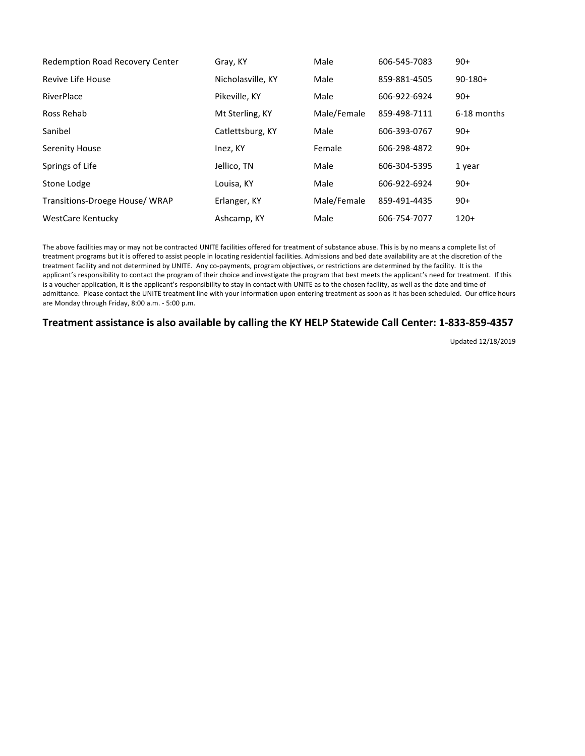| | | | | |
|---|---|---|---|---|
| Redemption Road Recovery Center | Gray, KY | Male | 606-545-7083 | 90+ |
| Revive Life House | Nicholasville, KY | Male | 859-881-4505 | 90-180+ |
| RiverPlace | Pikeville, KY | Male | 606-922-6924 | 90+ |
| Ross Rehab | Mt Sterling, KY | Male/Female | 859-498-7111 | 6-18 months |
| Sanibel | Catlettsburg, KY | Male | 606-393-0767 | 90+ |
| Serenity House | Inez, KY | Female | 606-298-4872 | 90+ |
| Springs of Life | Jellico, TN | Male | 606-304-5395 | 1 year |
| Stone Lodge | Louisa, KY | Male | 606-922-6924 | 90+ |
| Transitions-Droege House/ WRAP | Erlanger, KY | Male/Female | 859-491-4435 | 90+ |
| WestCare Kentucky | Ashcamp, KY | Male | 606-754-7077 | 120+ |

The above facilities may or may not be contracted UNITE facilities offered for treatment of substance abuse. This is by no means a complete list of treatment programs but it is offered to assist people in locating residential facilities. Admissions and bed date availability are at the discretion of the treatment facility and not determined by UNITE. Any co-payments, program objectives, or restrictions are determined by the facility. It is the applicant's responsibility to contact the program of their choice and investigate the program that best meets the applicant's need for treatment. If this is a voucher application, it is the applicant's responsibility to stay in contact with UNITE as to the chosen facility, as well as the date and time of admittance. Please contact the UNITE treatment line with your information upon entering treatment as soon as it has been scheduled. Our office hours are Monday through Friday, 8:00 a.m. - 5:00 p.m.

**Treatment assistance is also available by calling the KY HELP Statewide Call Center: 1-833-859-4357**

Updated 12/18/2019